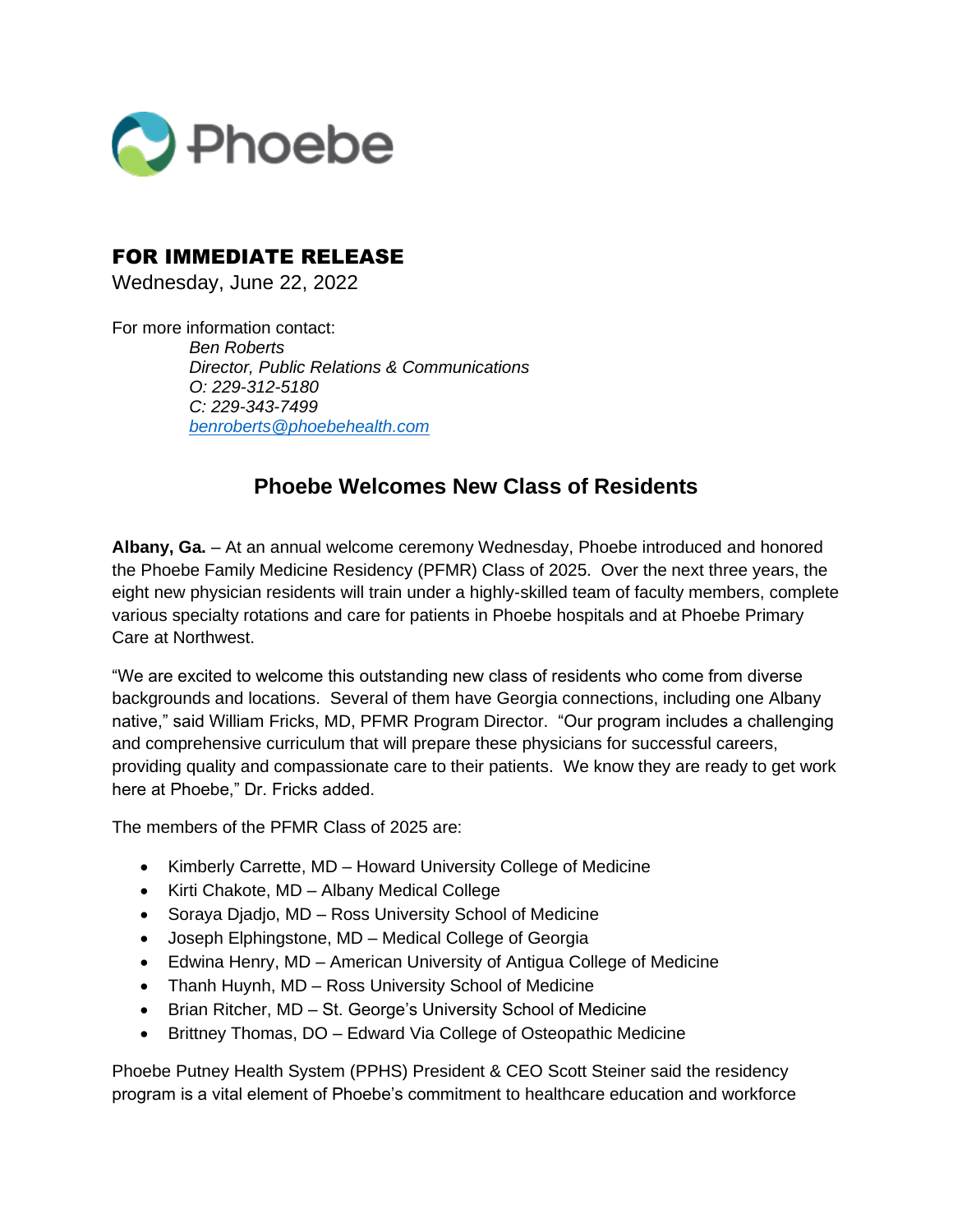Phoebe

## FOR IMMEDIATE RELEASE

Wednesday, June 22, 2022

For more information contact:

*Ben Roberts*
*Director, Public Relations & Communications*
*O: 229-312-5180*
*C: 229-343-7499*
*benroberts@phoebehealth.com*

# Phoebe Welcomes New Class of Residents

**Albany, Ga.** – At an annual welcome ceremony Wednesday, Phoebe introduced and honored the Phoebe Family Medicine Residency (PFMR) Class of 2025. Over the next three years, the eight new physician residents will train under a highly-skilled team of faculty members, complete various specialty rotations and care for patients in Phoebe hospitals and at Phoebe Primary Care at Northwest.

"We are excited to welcome this outstanding new class of residents who come from diverse backgrounds and locations. Several of them have Georgia connections, including one Albany native," said William Fricks, MD, PFMR Program Director. "Our program includes a challenging and comprehensive curriculum that will prepare these physicians for successful careers, providing quality and compassionate care to their patients. We know they are ready to get work here at Phoebe," Dr. Fricks added.

The members of the PFMR Class of 2025 are:

- Kimberly Carrette, MD – Howard University College of Medicine
- Kirti Chakote, MD – Albany Medical College
- Soraya Djadjo, MD – Ross University School of Medicine
- Joseph Elphingstone, MD – Medical College of Georgia
- Edwina Henry, MD – American University of Antigua College of Medicine
- Thanh Huynh, MD – Ross University School of Medicine
- Brian Ritcher, MD – St. George's University School of Medicine
- Brittney Thomas, DO – Edward Via College of Osteopathic Medicine

Phoebe Putney Health System (PPHS) President & CEO Scott Steiner said the residency program is a vital element of Phoebe's commitment to healthcare education and workforce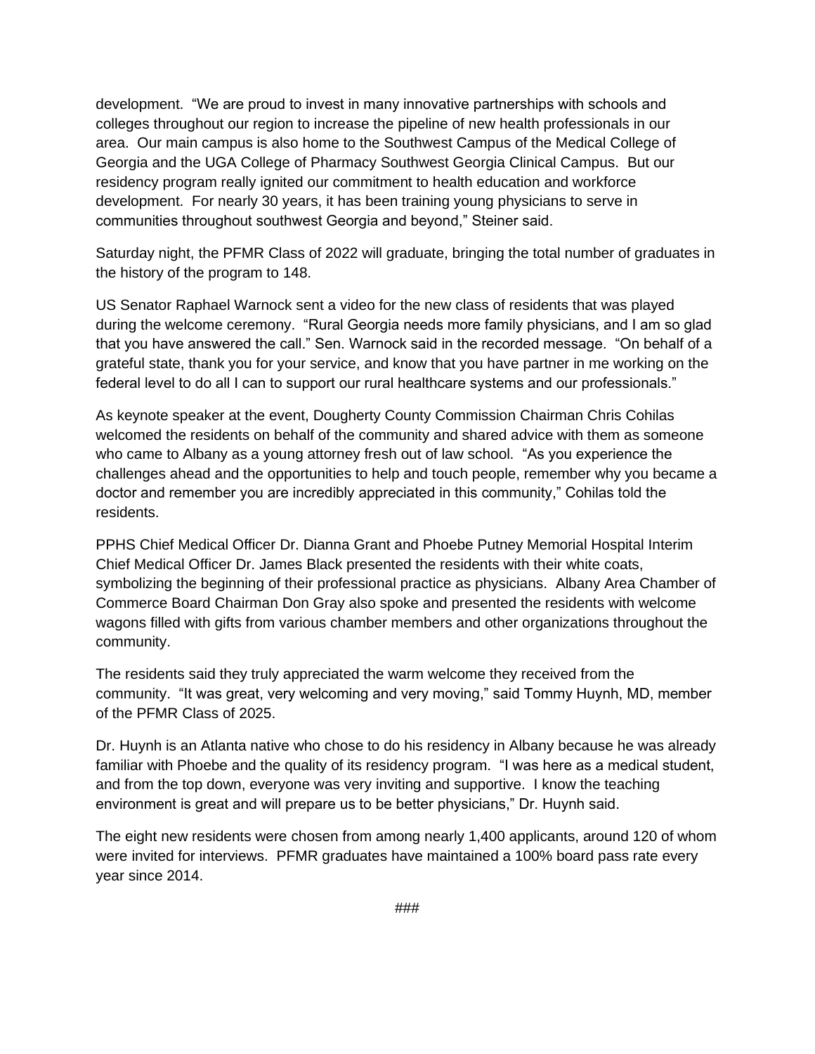development. “We are proud to invest in many innovative partnerships with schools and colleges throughout our region to increase the pipeline of new health professionals in our area. Our main campus is also home to the Southwest Campus of the Medical College of Georgia and the UGA College of Pharmacy Southwest Georgia Clinical Campus. But our residency program really ignited our commitment to health education and workforce development. For nearly 30 years, it has been training young physicians to serve in communities throughout southwest Georgia and beyond,” Steiner said.

Saturday night, the PFMR Class of 2022 will graduate, bringing the total number of graduates in the history of the program to 148.

US Senator Raphael Warnock sent a video for the new class of residents that was played during the welcome ceremony. “Rural Georgia needs more family physicians, and I am so glad that you have answered the call.” Sen. Warnock said in the recorded message. “On behalf of a grateful state, thank you for your service, and know that you have partner in me working on the federal level to do all I can to support our rural healthcare systems and our professionals.”

As keynote speaker at the event, Dougherty County Commission Chairman Chris Cohilas welcomed the residents on behalf of the community and shared advice with them as someone who came to Albany as a young attorney fresh out of law school. “As you experience the challenges ahead and the opportunities to help and touch people, remember why you became a doctor and remember you are incredibly appreciated in this community,” Cohilas told the residents.

PPHS Chief Medical Officer Dr. Dianna Grant and Phoebe Putney Memorial Hospital Interim Chief Medical Officer Dr. James Black presented the residents with their white coats, symbolizing the beginning of their professional practice as physicians. Albany Area Chamber of Commerce Board Chairman Don Gray also spoke and presented the residents with welcome wagons filled with gifts from various chamber members and other organizations throughout the community.

The residents said they truly appreciated the warm welcome they received from the community. “It was great, very welcoming and very moving,” said Tommy Huynh, MD, member of the PFMR Class of 2025.

Dr. Huynh is an Atlanta native who chose to do his residency in Albany because he was already familiar with Phoebe and the quality of its residency program. “I was here as a medical student, and from the top down, everyone was very inviting and supportive. I know the teaching environment is great and will prepare us to be better physicians,” Dr. Huynh said.

The eight new residents were chosen from among nearly 1,400 applicants, around 120 of whom were invited for interviews. PFMR graduates have maintained a 100% board pass rate every year since 2014.

###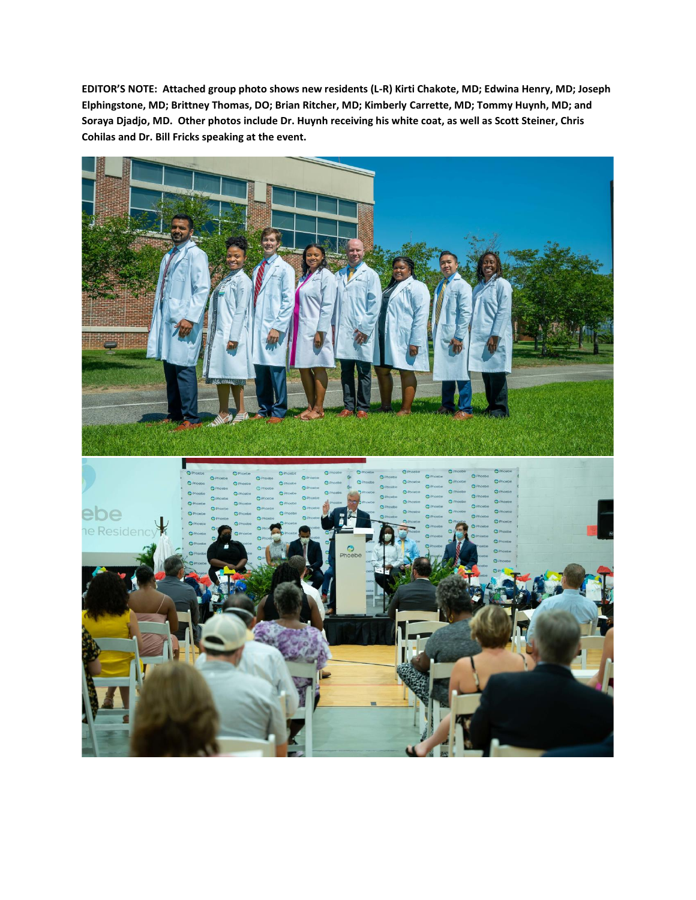**EDITOR'S NOTE: Attached group photo shows new residents (L-R) Kirti Chakote, MD; Edwina Henry, MD; Joseph Elphingstone, MD; Brittney Thomas, DO; Brian Ritcher, MD; Kimberly Carrette, MD; Tommy Huynh, MD; and Soraya Djadjo, MD. Other photos include Dr. Huynh receiving his white coat, as well as Scott Steiner, Chris Cohilas and Dr. Bill Fricks speaking at the event.**